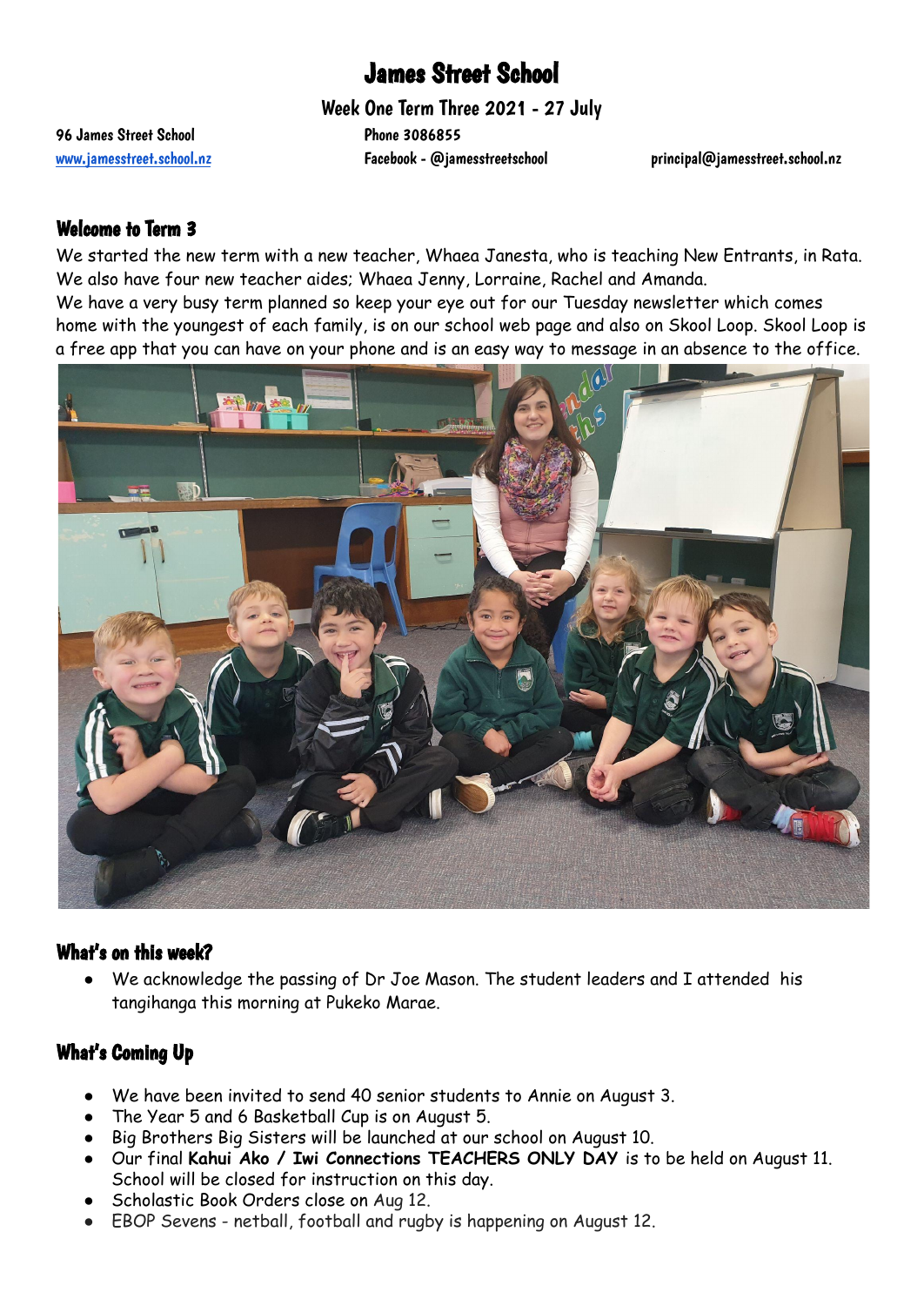# James Street School

**Week One Term Three 2021 - 27 July**

96 James Street School
www.jamesstreet.school.nz

Phone 3086855
Facebook - @jamesstreetschool

principal@jamesstreet.school.nz

## Welcome to Term 3

We started the new term with a new teacher, Whaea Janesta, who is teaching New Entrants, in Rata. We also have four new teacher aides; Whaea Jenny, Lorraine, Rachel and Amanda.
We have a very busy term planned so keep your eye out for our Tuesday newsletter which comes home with the youngest of each family, is on our school web page and also on Skool Loop. Skool Loop is a free app that you can have on your phone and is an easy way to message in an absence to the office.

## What's on this week?

- We acknowledge the passing of Dr Joe Mason. The student leaders and I attended his tangihanga this morning at Pukeko Marae.

## What's Coming Up

- We have been invited to send 40 senior students to Annie on August 3.
- The Year 5 and 6 Basketball Cup is on August 5.
- Big Brothers Big Sisters will be launched at our school on August 10.
- Our final **Kahui Ako / Iwi Connections TEACHERS ONLY DAY** is to be held on August 11. School will be closed for instruction on this day.
- Scholastic Book Orders close on Aug 12.
- EBOP Sevens - netball, football and rugby is happening on August 12.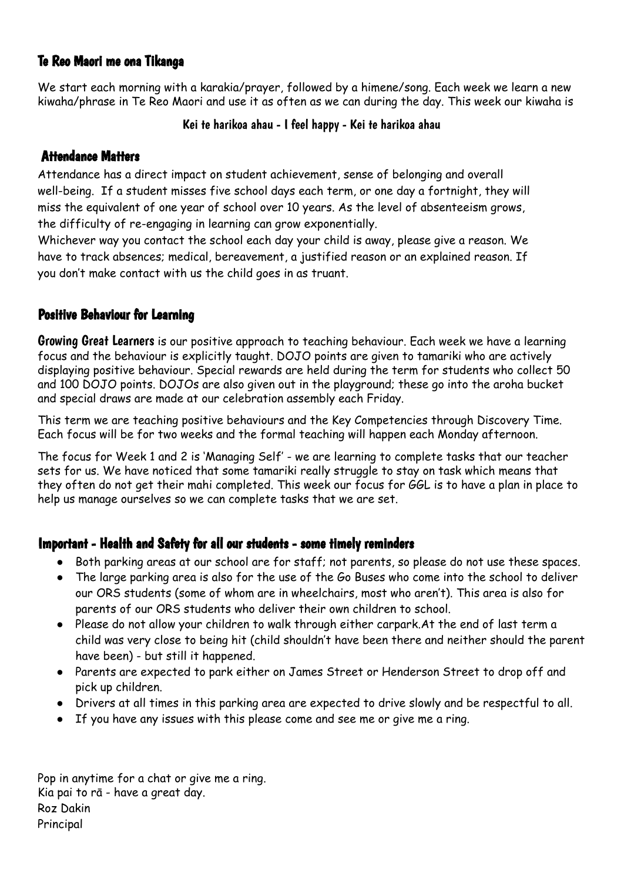## Te Reo Maori me ona Tikanga

We start each morning with a karakia/prayer, followed by a himene/song. Each week we learn a new kiwaha/phrase in Te Reo Maori and use it as often as we can during the day. This week our kiwaha is

**Kei te harikoa ahau - I feel happy - Kei te harikoa ahau**

## Attendance Matters

Attendance has a direct impact on student achievement, sense of belonging and overall well-being. If a student misses five school days each term, or one day a fortnight, they will miss the equivalent of one year of school over 10 years. As the level of absenteeism grows, the difficulty of re-engaging in learning can grow exponentially.

Whichever way you contact the school each day your child is away, please give a reason. We have to track absences; medical, bereavement, a justified reason or an explained reason. If you don't make contact with us the child goes in as truant.

## Positive Behaviour for Learning

**Growing Great Learners** is our positive approach to teaching behaviour. Each week we have a learning focus and the behaviour is explicitly taught. DOJO points are given to tamariki who are actively displaying positive behaviour. Special rewards are held during the term for students who collect 50 and 100 DOJO points. DOJOs are also given out in the playground; these go into the aroha bucket and special draws are made at our celebration assembly each Friday.

This term we are teaching positive behaviours and the Key Competencies through Discovery Time. Each focus will be for two weeks and the formal teaching will happen each Monday afternoon.

The focus for Week 1 and 2 is 'Managing Self' - we are learning to complete tasks that our teacher sets for us. We have noticed that some tamariki really struggle to stay on task which means that they often do not get their mahi completed. This week our focus for GGL is to have a plan in place to help us manage ourselves so we can complete tasks that we are set.

## Important - Health and Safety for all our students - some timely reminders

- Both parking areas at our school are for staff; not parents, so please do not use these spaces.
- The large parking area is also for the use of the Go Buses who come into the school to deliver our ORS students (some of whom are in wheelchairs, most who aren't). This area is also for parents of our ORS students who deliver their own children to school.
- Please do not allow your children to walk through either carpark.At the end of last term a child was very close to being hit (child shouldn't have been there and neither should the parent have been) - but still it happened.
- Parents are expected to park either on James Street or Henderson Street to drop off and pick up children.
- Drivers at all times in this parking area are expected to drive slowly and be respectful to all.
- If you have any issues with this please come and see me or give me a ring.

Pop in anytime for a chat or give me a ring.
Kia pai to rā - have a great day.
Roz Dakin
Principal